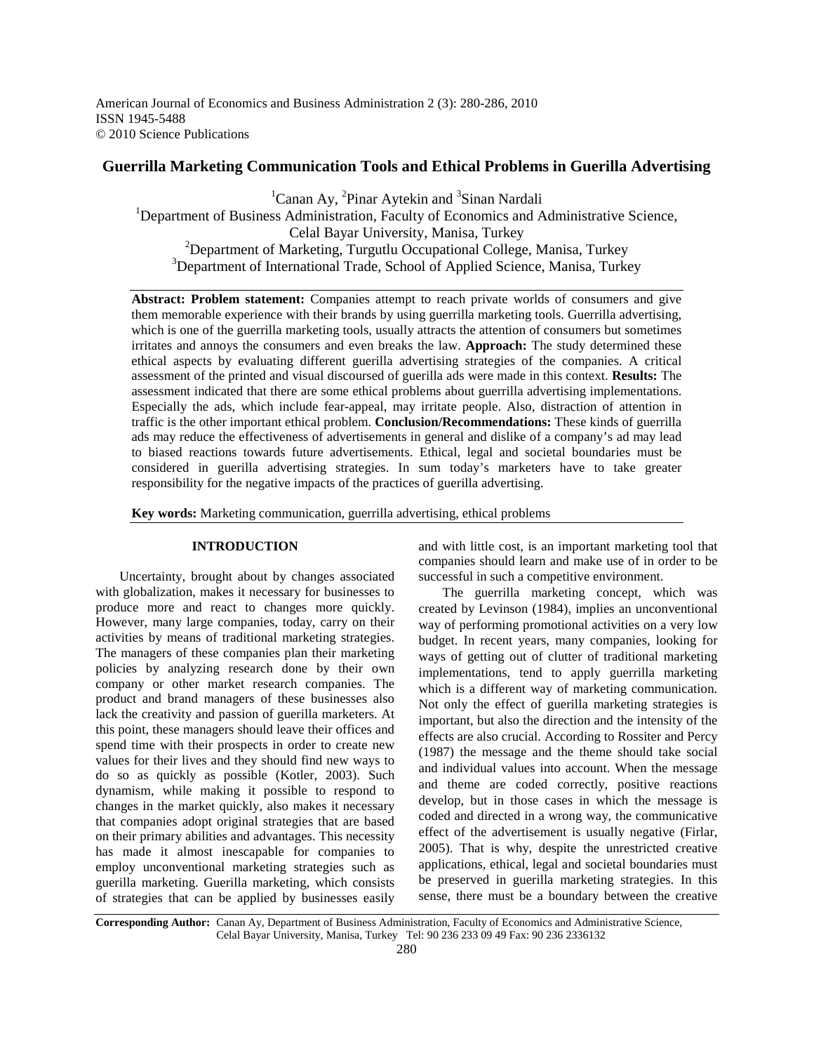American Journal of Economics and Business Administration 2 (3): 280-286, 2010
ISSN 1945-5488
© 2010 Science Publications

# Guerrilla Marketing Communication Tools and Ethical Problems in Guerilla Advertising

[1]Canan Ay, [2]Pinar Aytekin and [3]Sinan Nardali

[1]Department of Business Administration, Faculty of Economics and Administrative Science, Celal Bayar University, Manisa, Turkey
[2]Department of Marketing, Turgutlu Occupational College, Manisa, Turkey
[3]Department of International Trade, School of Applied Science, Manisa, Turkey

**Abstract: Problem statement:** Companies attempt to reach private worlds of consumers and give them memorable experience with their brands by using guerrilla marketing tools. Guerrilla advertising, which is one of the guerrilla marketing tools, usually attracts the attention of consumers but sometimes irritates and annoys the consumers and even breaks the law. **Approach:** The study determined these ethical aspects by evaluating different guerrilla advertising strategies of the companies. A critical assessment of the printed and visual discoursed of guerilla ads were made in this context. **Results:** The assessment indicated that there are some ethical problems about guerrilla advertising implementations. Especially the ads, which include fear-appeal, may irritate people. Also, distraction of attention in traffic is the other important ethical problem. **Conclusion/Recommendations:** These kinds of guerrilla ads may reduce the effectiveness of advertisements in general and dislike of a company's ad may lead to biased reactions towards future advertisements. Ethical, legal and societal boundaries must be considered in guerilla advertising strategies. In sum today's marketers have to take greater responsibility for the negative impacts of the practices of guerilla advertising.

**Key words:** Marketing communication, guerrilla advertising, ethical problems

## INTRODUCTION

Uncertainty, brought about by changes associated with globalization, makes it necessary for businesses to produce more and react to changes more quickly. However, many large companies, today, carry on their activities by means of traditional marketing strategies. The managers of these companies plan their marketing policies by analyzing research done by their own company or other market research companies. The product and brand managers of these businesses also lack the creativity and passion of guerilla marketers. At this point, these managers should leave their offices and spend time with their prospects in order to create new values for their lives and they should find new ways to do so as quickly as possible (Kotler, 2003). Such dynamism, while making it possible to respond to changes in the market quickly, also makes it necessary that companies adopt original strategies that are based on their primary abilities and advantages. This necessity has made it almost inescapable for companies to employ unconventional marketing strategies such as guerilla marketing. Guerilla marketing, which consists of strategies that can be applied by businesses easily and with little cost, is an important marketing tool that companies should learn and make use of in order to be successful in such a competitive environment.

The guerrilla marketing concept, which was created by Levinson (1984), implies an unconventional way of performing promotional activities on a very low budget. In recent years, many companies, looking for ways of getting out of clutter of traditional marketing implementations, tend to apply guerrilla marketing which is a different way of marketing communication. Not only the effect of guerilla marketing strategies is important, but also the direction and the intensity of the effects are also crucial. According to Rossiter and Percy (1987) the message and the theme should take social and individual values into account. When the message and theme are coded correctly, positive reactions develop, but in those cases in which the message is coded and directed in a wrong way, the communicative effect of the advertisement is usually negative (Firlar, 2005). That is why, despite the unrestricted creative applications, ethical, legal and societal boundaries must be preserved in guerilla marketing strategies. In this sense, there must be a boundary between the creative

**Corresponding Author:** Canan Ay, Department of Business Administration, Faculty of Economics and Administrative Science, Celal Bayar University, Manisa, Turkey Tel: 90 236 233 09 49 Fax: 90 236 2336132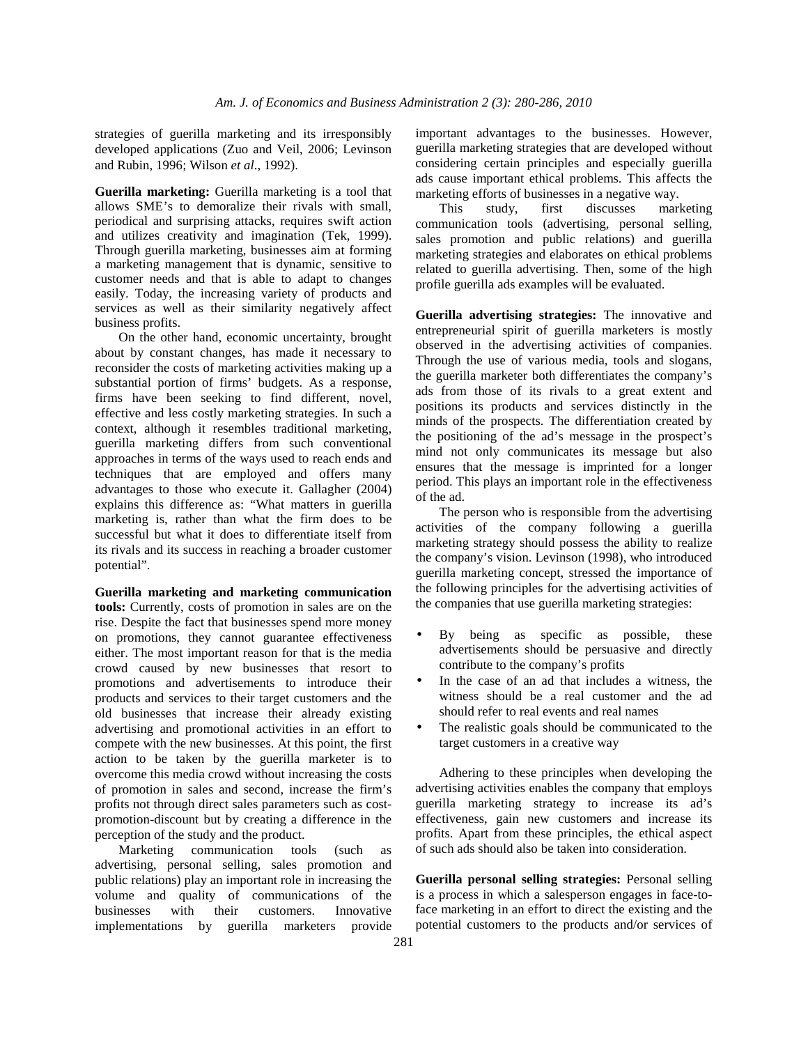strategies of guerilla marketing and its irresponsibly developed applications (Zuo and Veil, 2006; Levinson and Rubin, 1996; Wilson *et al*., 1992).

**Guerilla marketing:** Guerilla marketing is a tool that allows SME's to demoralize their rivals with small, periodical and surprising attacks, requires swift action and utilizes creativity and imagination (Tek, 1999). Through guerilla marketing, businesses aim at forming a marketing management that is dynamic, sensitive to customer needs and that is able to adapt to changes easily. Today, the increasing variety of products and services as well as their similarity negatively affect business profits.

On the other hand, economic uncertainty, brought about by constant changes, has made it necessary to reconsider the costs of marketing activities making up a substantial portion of firms' budgets. As a response, firms have been seeking to find different, novel, effective and less costly marketing strategies. In such a context, although it resembles traditional marketing, guerilla marketing differs from such conventional approaches in terms of the ways used to reach ends and techniques that are employed and offers many advantages to those who execute it. Gallagher (2004) explains this difference as: "What matters in guerilla marketing is, rather than what the firm does to be successful but what it does to differentiate itself from its rivals and its success in reaching a broader customer potential".

**Guerilla marketing and marketing communication tools:** Currently, costs of promotion in sales are on the rise. Despite the fact that businesses spend more money on promotions, they cannot guarantee effectiveness either. The most important reason for that is the media crowd caused by new businesses that resort to promotions and advertisements to introduce their products and services to their target customers and the old businesses that increase their already existing advertising and promotional activities in an effort to compete with the new businesses. At this point, the first action to be taken by the guerilla marketer is to overcome this media crowd without increasing the costs of promotion in sales and second, increase the firm's profits not through direct sales parameters such as cost-promotion-discount but by creating a difference in the perception of the study and the product.

Marketing communication tools (such as advertising, personal selling, sales promotion and public relations) play an important role in increasing the volume and quality of communications of the businesses with their customers. Innovative implementations by guerilla marketers provide important advantages to the businesses. However, guerilla marketing strategies that are developed without considering certain principles and especially guerilla ads cause important ethical problems. This affects the marketing efforts of businesses in a negative way.

This study, first discusses marketing communication tools (advertising, personal selling, sales promotion and public relations) and guerilla marketing strategies and elaborates on ethical problems related to guerilla advertising. Then, some of the high profile guerilla ads examples will be evaluated.

**Guerilla advertising strategies:** The innovative and entrepreneurial spirit of guerilla marketers is mostly observed in the advertising activities of companies. Through the use of various media, tools and slogans, the guerilla marketer both differentiates the company's ads from those of its rivals to a great extent and positions its products and services distinctly in the minds of the prospects. The differentiation created by the positioning of the ad's message in the prospect's mind not only communicates its message but also ensures that the message is imprinted for a longer period. This plays an important role in the effectiveness of the ad.

The person who is responsible from the advertising activities of the company following a guerilla marketing strategy should possess the ability to realize the company's vision. Levinson (1998), who introduced guerilla marketing concept, stressed the importance of the following principles for the advertising activities of the companies that use guerilla marketing strategies:

- By being as specific as possible, these advertisements should be persuasive and directly contribute to the company's profits
- In the case of an ad that includes a witness, the witness should be a real customer and the ad should refer to real events and real names
- The realistic goals should be communicated to the target customers in a creative way

Adhering to these principles when developing the advertising activities enables the company that employs guerilla marketing strategy to increase its ad's effectiveness, gain new customers and increase its profits. Apart from these principles, the ethical aspect of such ads should also be taken into consideration.

**Guerilla personal selling strategies:** Personal selling is a process in which a salesperson engages in face-to-face marketing in an effort to direct the existing and the potential customers to the products and/or services of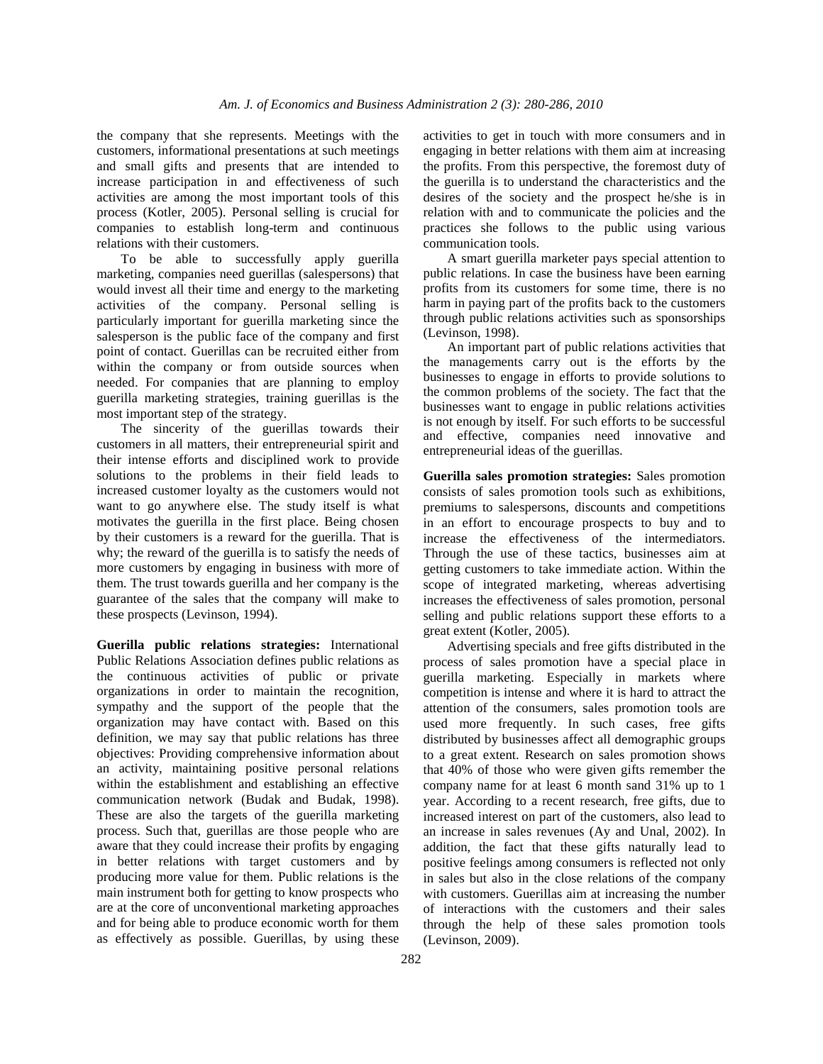the company that she represents. Meetings with the customers, informational presentations at such meetings and small gifts and presents that are intended to increase participation in and effectiveness of such activities are among the most important tools of this process (Kotler, 2005). Personal selling is crucial for companies to establish long-term and continuous relations with their customers.

To be able to successfully apply guerilla marketing, companies need guerillas (salespersons) that would invest all their time and energy to the marketing activities of the company. Personal selling is particularly important for guerilla marketing since the salesperson is the public face of the company and first point of contact. Guerillas can be recruited either from within the company or from outside sources when needed. For companies that are planning to employ guerilla marketing strategies, training guerillas is the most important step of the strategy.

The sincerity of the guerillas towards their customers in all matters, their entrepreneurial spirit and their intense efforts and disciplined work to provide solutions to the problems in their field leads to increased customer loyalty as the customers would not want to go anywhere else. The study itself is what motivates the guerilla in the first place. Being chosen by their customers is a reward for the guerilla. That is why; the reward of the guerilla is to satisfy the needs of more customers by engaging in business with more of them. The trust towards guerilla and her company is the guarantee of the sales that the company will make to these prospects (Levinson, 1994).

**Guerilla public relations strategies:** International Public Relations Association defines public relations as the continuous activities of public or private organizations in order to maintain the recognition, sympathy and the support of the people that the organization may have contact with. Based on this definition, we may say that public relations has three objectives: Providing comprehensive information about an activity, maintaining positive personal relations within the establishment and establishing an effective communication network (Budak and Budak, 1998). These are also the targets of the guerilla marketing process. Such that, guerillas are those people who are aware that they could increase their profits by engaging in better relations with target customers and by producing more value for them. Public relations is the main instrument both for getting to know prospects who are at the core of unconventional marketing approaches and for being able to produce economic worth for them as effectively as possible. Guerillas, by using these activities to get in touch with more consumers and in engaging in better relations with them aim at increasing the profits. From this perspective, the foremost duty of the guerilla is to understand the characteristics and the desires of the society and the prospect he/she is in relation with and to communicate the policies and the practices she follows to the public using various communication tools.

A smart guerilla marketer pays special attention to public relations. In case the business have been earning profits from its customers for some time, there is no harm in paying part of the profits back to the customers through public relations activities such as sponsorships (Levinson, 1998).

An important part of public relations activities that the managements carry out is the efforts by the businesses to engage in efforts to provide solutions to the common problems of the society. The fact that the businesses want to engage in public relations activities is not enough by itself. For such efforts to be successful and effective, companies need innovative and entrepreneurial ideas of the guerillas.

**Guerilla sales promotion strategies:** Sales promotion consists of sales promotion tools such as exhibitions, premiums to salespersons, discounts and competitions in an effort to encourage prospects to buy and to increase the effectiveness of the intermediators. Through the use of these tactics, businesses aim at getting customers to take immediate action. Within the scope of integrated marketing, whereas advertising increases the effectiveness of sales promotion, personal selling and public relations support these efforts to a great extent (Kotler, 2005).

Advertising specials and free gifts distributed in the process of sales promotion have a special place in guerilla marketing. Especially in markets where competition is intense and where it is hard to attract the attention of the consumers, sales promotion tools are used more frequently. In such cases, free gifts distributed by businesses affect all demographic groups to a great extent. Research on sales promotion shows that 40% of those who were given gifts remember the company name for at least 6 month sand 31% up to 1 year. According to a recent research, free gifts, due to increased interest on part of the customers, also lead to an increase in sales revenues (Ay and Unal, 2002). In addition, the fact that these gifts naturally lead to positive feelings among consumers is reflected not only in sales but also in the close relations of the company with customers. Guerillas aim at increasing the number of interactions with the customers and their sales through the help of these sales promotion tools (Levinson, 2009).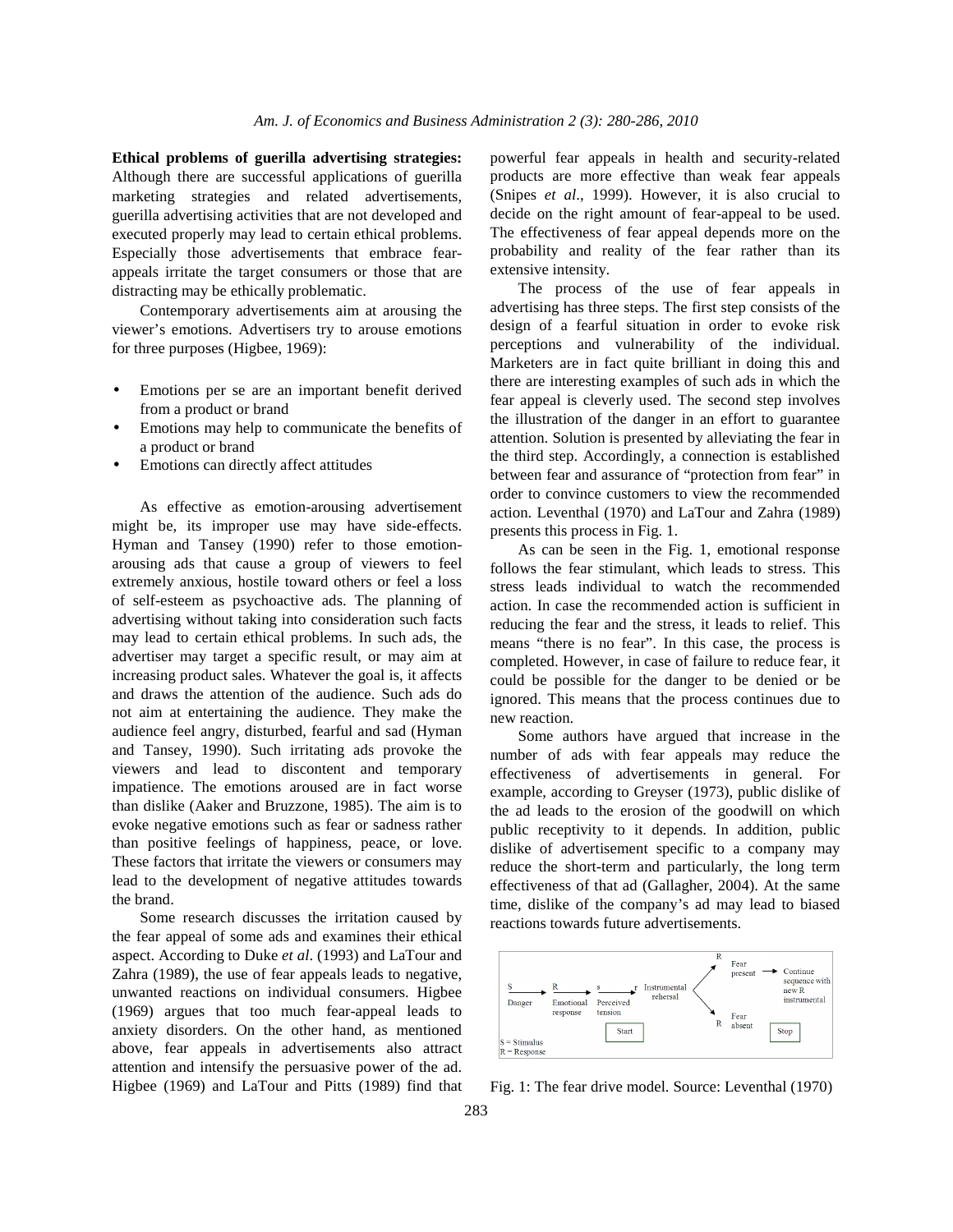**Ethical problems of guerilla advertising strategies:** Although there are successful applications of guerilla marketing strategies and related advertisements, guerilla advertising activities that are not developed and executed properly may lead to certain ethical problems. Especially those advertisements that embrace fear-appeals irritate the target consumers or those that are distracting may be ethically problematic.

Contemporary advertisements aim at arousing the viewer's emotions. Advertisers try to arouse emotions for three purposes (Higbee, 1969):

- Emotions per se are an important benefit derived from a product or brand
- Emotions may help to communicate the benefits of a product or brand
- Emotions can directly affect attitudes

As effective as emotion-arousing advertisement might be, its improper use may have side-effects. Hyman and Tansey (1990) refer to those emotion-arousing ads that cause a group of viewers to feel extremely anxious, hostile toward others or feel a loss of self-esteem as psychoactive ads. The planning of advertising without taking into consideration such facts may lead to certain ethical problems. In such ads, the advertiser may target a specific result, or may aim at increasing product sales. Whatever the goal is, it affects and draws the attention of the audience. Such ads do not aim at entertaining the audience. They make the audience feel angry, disturbed, fearful and sad (Hyman and Tansey, 1990). Such irritating ads provoke the viewers and lead to discontent and temporary impatience. The emotions aroused are in fact worse than dislike (Aaker and Bruzzone, 1985). The aim is to evoke negative emotions such as fear or sadness rather than positive feelings of happiness, peace, or love. These factors that irritate the viewers or consumers may lead to the development of negative attitudes towards the brand.

Some research discusses the irritation caused by the fear appeal of some ads and examines their ethical aspect. According to Duke *et al*. (1993) and LaTour and Zahra (1989), the use of fear appeals leads to negative, unwanted reactions on individual consumers. Higbee (1969) argues that too much fear-appeal leads to anxiety disorders. On the other hand, as mentioned above, fear appeals in advertisements also attract attention and intensify the persuasive power of the ad. Higbee (1969) and LaTour and Pitts (1989) find that powerful fear appeals in health and security-related products are more effective than weak fear appeals (Snipes *et al*., 1999). However, it is also crucial to decide on the right amount of fear-appeal to be used. The effectiveness of fear appeal depends more on the probability and reality of the fear rather than its extensive intensity.

The process of the use of fear appeals in advertising has three steps. The first step consists of the design of a fearful situation in order to evoke risk perceptions and vulnerability of the individual. Marketers are in fact quite brilliant in doing this and there are interesting examples of such ads in which the fear appeal is cleverly used. The second step involves the illustration of the danger in an effort to guarantee attention. Solution is presented by alleviating the fear in the third step. Accordingly, a connection is established between fear and assurance of "protection from fear" in order to convince customers to view the recommended action. Leventhal (1970) and LaTour and Zahra (1989) presents this process in Fig. 1.

As can be seen in the Fig. 1, emotional response follows the fear stimulant, which leads to stress. This stress leads individual to watch the recommended action. In case the recommended action is sufficient in reducing the fear and the stress, it leads to relief. This means "there is no fear". In this case, the process is completed. However, in case of failure to reduce fear, it could be possible for the danger to be denied or be ignored. This means that the process continues due to new reaction.

Some authors have argued that increase in the number of ads with fear appeals may reduce the effectiveness of advertisements in general. For example, according to Greyser (1973), public dislike of the ad leads to the erosion of the goodwill on which public receptivity to it depends. In addition, public dislike of advertisement specific to a company may reduce the short-term and particularly, the long term effectiveness of that ad (Gallagher, 2004). At the same time, dislike of the company's ad may lead to biased reactions towards future advertisements.

S Danger → R Emotional response → s Perceived tension → r Instrumental rehersal → R Fear present → Continue sequence with new R instrumental; R Fear absent → Stop

Start

S = Stimulus
R = Response

Fig. 1: The fear drive model. Source: Leventhal (1970)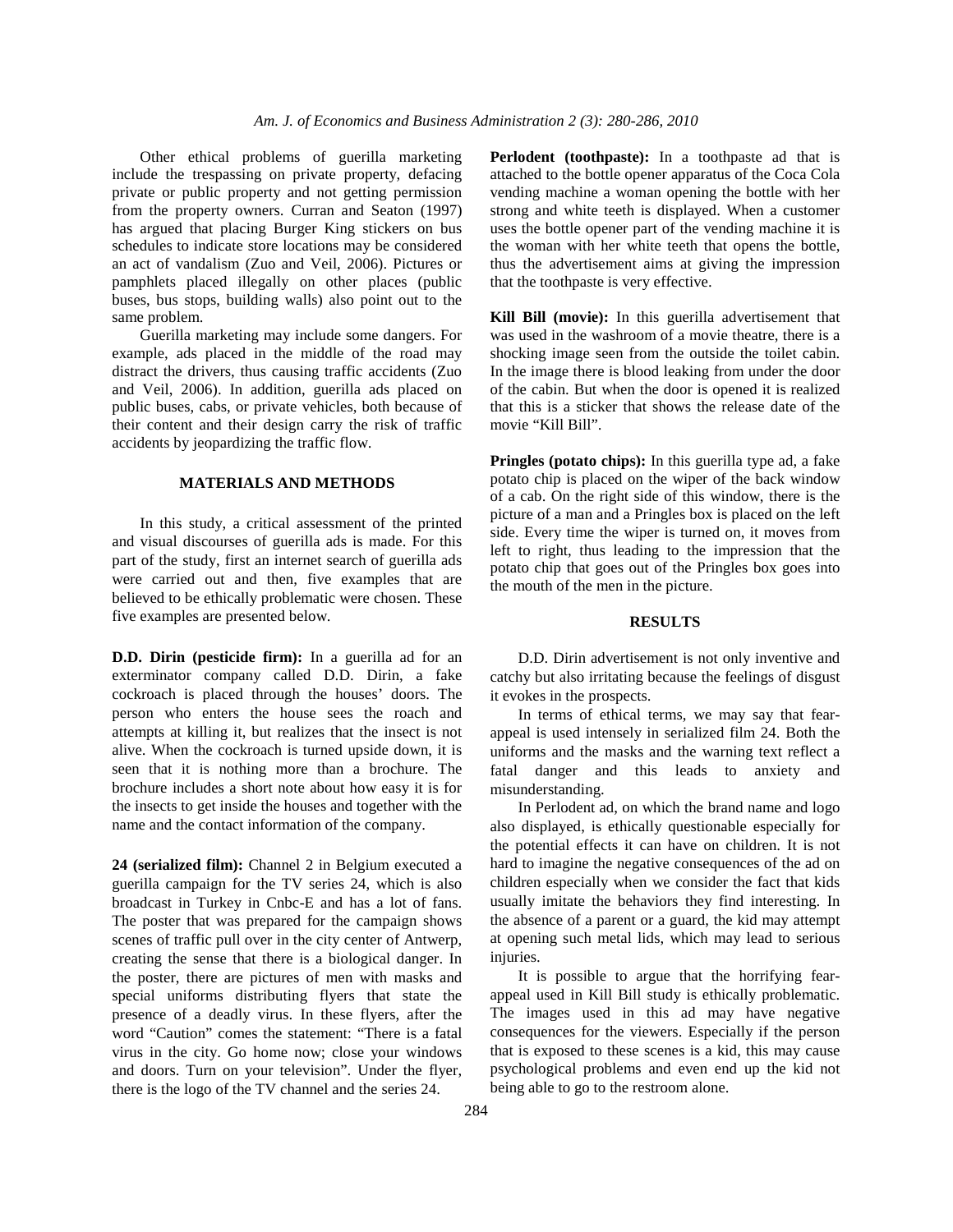Other ethical problems of guerilla marketing include the trespassing on private property, defacing private or public property and not getting permission from the property owners. Curran and Seaton (1997) has argued that placing Burger King stickers on bus schedules to indicate store locations may be considered an act of vandalism (Zuo and Veil, 2006). Pictures or pamphlets placed illegally on other places (public buses, bus stops, building walls) also point out to the same problem.

Guerilla marketing may include some dangers. For example, ads placed in the middle of the road may distract the drivers, thus causing traffic accidents (Zuo and Veil, 2006). In addition, guerilla ads placed on public buses, cabs, or private vehicles, both because of their content and their design carry the risk of traffic accidents by jeopardizing the traffic flow.

## MATERIALS AND METHODS

In this study, a critical assessment of the printed and visual discourses of guerilla ads is made. For this part of the study, first an internet search of guerilla ads were carried out and then, five examples that are believed to be ethically problematic were chosen. These five examples are presented below.

**D.D. Dirin (pesticide firm):** In a guerilla ad for an exterminator company called D.D. Dirin, a fake cockroach is placed through the houses' doors. The person who enters the house sees the roach and attempts at killing it, but realizes that the insect is not alive. When the cockroach is turned upside down, it is seen that it is nothing more than a brochure. The brochure includes a short note about how easy it is for the insects to get inside the houses and together with the name and the contact information of the company.

**24 (serialized film):** Channel 2 in Belgium executed a guerilla campaign for the TV series 24, which is also broadcast in Turkey in Cnbc-E and has a lot of fans. The poster that was prepared for the campaign shows scenes of traffic pull over in the city center of Antwerp, creating the sense that there is a biological danger. In the poster, there are pictures of men with masks and special uniforms distributing flyers that state the presence of a deadly virus. In these flyers, after the word "Caution" comes the statement: "There is a fatal virus in the city. Go home now; close your windows and doors. Turn on your television". Under the flyer, there is the logo of the TV channel and the series 24.

**Perlodent (toothpaste):** In a toothpaste ad that is attached to the bottle opener apparatus of the Coca Cola vending machine a woman opening the bottle with her strong and white teeth is displayed. When a customer uses the bottle opener part of the vending machine it is the woman with her white teeth that opens the bottle, thus the advertisement aims at giving the impression that the toothpaste is very effective.

**Kill Bill (movie):** In this guerilla advertisement that was used in the washroom of a movie theatre, there is a shocking image seen from the outside the toilet cabin. In the image there is blood leaking from under the door of the cabin. But when the door is opened it is realized that this is a sticker that shows the release date of the movie "Kill Bill".

**Pringles (potato chips):** In this guerilla type ad, a fake potato chip is placed on the wiper of the back window of a cab. On the right side of this window, there is the picture of a man and a Pringles box is placed on the left side. Every time the wiper is turned on, it moves from left to right, thus leading to the impression that the potato chip that goes out of the Pringles box goes into the mouth of the men in the picture.

## RESULTS

D.D. Dirin advertisement is not only inventive and catchy but also irritating because the feelings of disgust it evokes in the prospects.

In terms of ethical terms, we may say that fear-appeal is used intensely in serialized film 24. Both the uniforms and the masks and the warning text reflect a fatal danger and this leads to anxiety and misunderstanding.

In Perlodent ad, on which the brand name and logo also displayed, is ethically questionable especially for the potential effects it can have on children. It is not hard to imagine the negative consequences of the ad on children especially when we consider the fact that kids usually imitate the behaviors they find interesting. In the absence of a parent or a guard, the kid may attempt at opening such metal lids, which may lead to serious injuries.

It is possible to argue that the horrifying fear-appeal used in Kill Bill study is ethically problematic. The images used in this ad may have negative consequences for the viewers. Especially if the person that is exposed to these scenes is a kid, this may cause psychological problems and even end up the kid not being able to go to the restroom alone.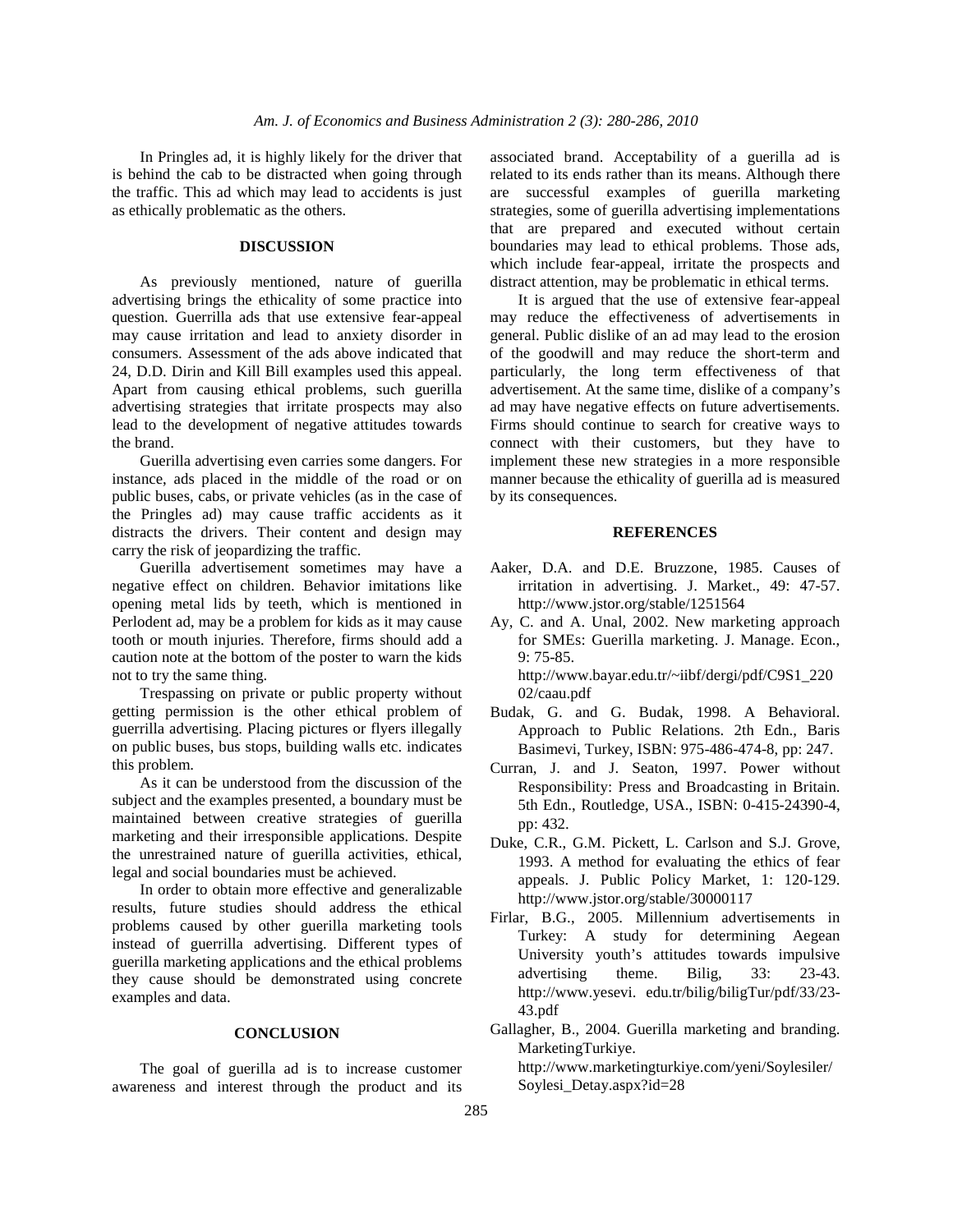In Pringles ad, it is highly likely for the driver that is behind the cab to be distracted when going through the traffic. This ad which may lead to accidents is just as ethically problematic as the others.

## DISCUSSION

As previously mentioned, nature of guerilla advertising brings the ethicality of some practice into question. Guerrilla ads that use extensive fear-appeal may cause irritation and lead to anxiety disorder in consumers. Assessment of the ads above indicated that 24, D.D. Dirin and Kill Bill examples used this appeal. Apart from causing ethical problems, such guerilla advertising strategies that irritate prospects may also lead to the development of negative attitudes towards the brand.

Guerilla advertising even carries some dangers. For instance, ads placed in the middle of the road or on public buses, cabs, or private vehicles (as in the case of the Pringles ad) may cause traffic accidents as it distracts the drivers. Their content and design may carry the risk of jeopardizing the traffic.

Guerilla advertisement sometimes may have a negative effect on children. Behavior imitations like opening metal lids by teeth, which is mentioned in Perlodent ad, may be a problem for kids as it may cause tooth or mouth injuries. Therefore, firms should add a caution note at the bottom of the poster to warn the kids not to try the same thing.

Trespassing on private or public property without getting permission is the other ethical problem of guerrilla advertising. Placing pictures or flyers illegally on public buses, bus stops, building walls etc. indicates this problem.

As it can be understood from the discussion of the subject and the examples presented, a boundary must be maintained between creative strategies of guerilla marketing and their irresponsible applications. Despite the unrestrained nature of guerilla activities, ethical, legal and social boundaries must be achieved.

In order to obtain more effective and generalizable results, future studies should address the ethical problems caused by other guerilla marketing tools instead of guerrilla advertising. Different types of guerilla marketing applications and the ethical problems they cause should be demonstrated using concrete examples and data.

## CONCLUSION

The goal of guerilla ad is to increase customer awareness and interest through the product and its associated brand. Acceptability of a guerilla ad is related to its ends rather than its means. Although there are successful examples of guerilla marketing strategies, some of guerilla advertising implementations that are prepared and executed without certain boundaries may lead to ethical problems. Those ads, which include fear-appeal, irritate the prospects and distract attention, may be problematic in ethical terms.

It is argued that the use of extensive fear-appeal may reduce the effectiveness of advertisements in general. Public dislike of an ad may lead to the erosion of the goodwill and may reduce the short-term and particularly, the long term effectiveness of that advertisement. At the same time, dislike of a company's ad may have negative effects on future advertisements. Firms should continue to search for creative ways to connect with their customers, but they have to implement these new strategies in a more responsible manner because the ethicality of guerilla ad is measured by its consequences.

## REFERENCES

Aaker, D.A. and D.E. Bruzzone, 1985. Causes of irritation in advertising. J. Market., 49: 47-57. http://www.jstor.org/stable/1251564

Ay, C. and A. Unal, 2002. New marketing approach for SMEs: Guerilla marketing. J. Manage. Econ., 9: 75-85. http://www.bayar.edu.tr/~iibf/dergi/pdf/C9S1_22002/caau.pdf

Budak, G. and G. Budak, 1998. A Behavioral. Approach to Public Relations. 2th Edn., Baris Basimevi, Turkey, ISBN: 975-486-474-8, pp: 247.

Curran, J. and J. Seaton, 1997. Power without Responsibility: Press and Broadcasting in Britain. 5th Edn., Routledge, USA., ISBN: 0-415-24390-4, pp: 432.

Duke, C.R., G.M. Pickett, L. Carlson and S.J. Grove, 1993. A method for evaluating the ethics of fear appeals. J. Public Policy Market, 1: 120-129. http://www.jstor.org/stable/30000117

Firlar, B.G., 2005. Millennium advertisements in Turkey: A study for determining Aegean University youth's attitudes towards impulsive advertising theme. Bilig, 33: 23-43. http://www.yesevi. edu.tr/bilig/biligTur/pdf/33/23-43.pdf

Gallagher, B., 2004. Guerilla marketing and branding. MarketingTurkiye. http://www.marketingturkiye.com/yeni/Soylesiler/Soylesi_Detay.aspx?id=28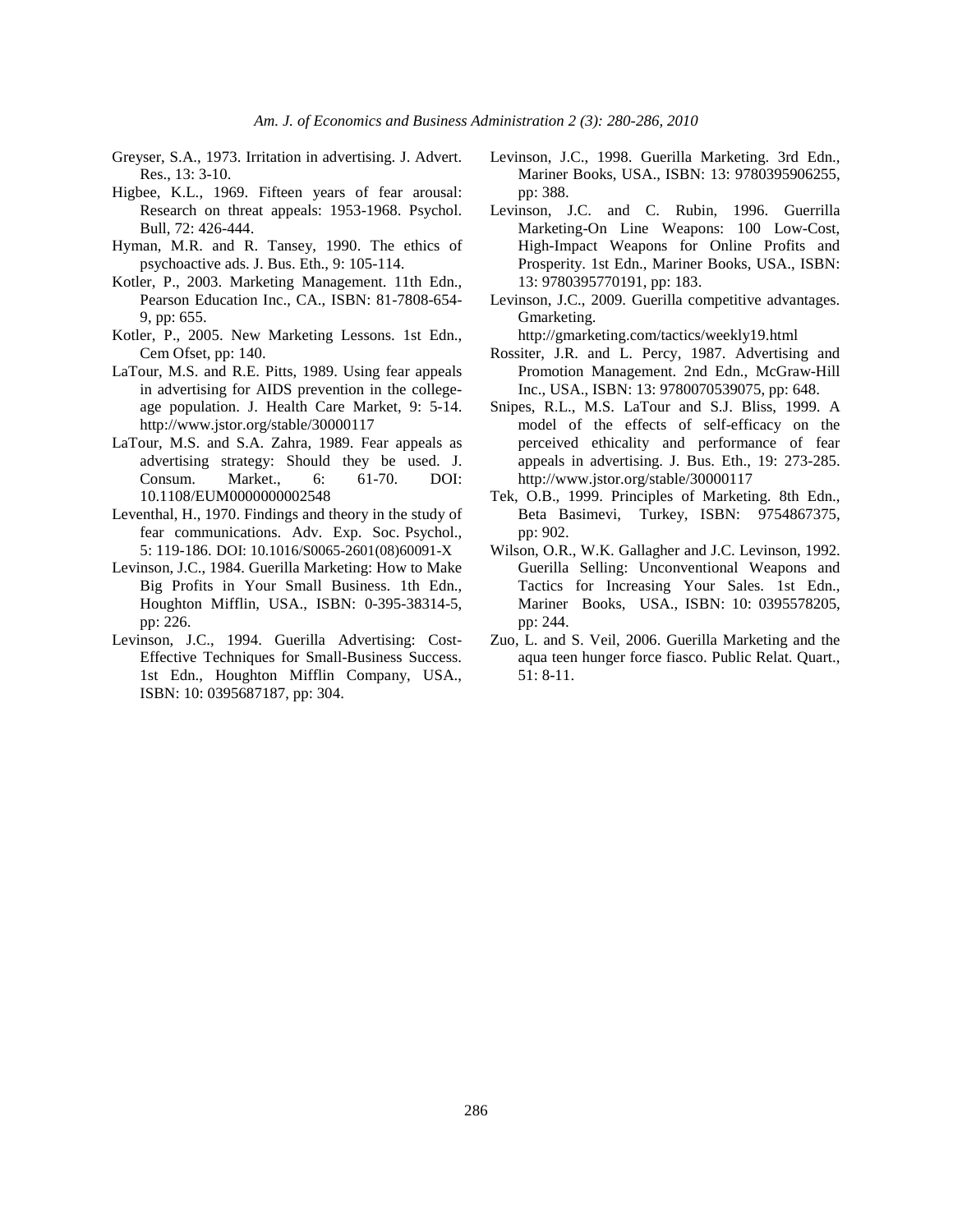Greyser, S.A., 1973. Irritation in advertising. J. Advert. Res., 13: 3-10.

Higbee, K.L., 1969. Fifteen years of fear arousal: Research on threat appeals: 1953-1968. Psychol. Bull, 72: 426-444.

Hyman, M.R. and R. Tansey, 1990. The ethics of psychoactive ads. J. Bus. Eth., 9: 105-114.

Kotler, P., 2003. Marketing Management. 11th Edn., Pearson Education Inc., CA., ISBN: 81-7808-654-9, pp: 655.

Kotler, P., 2005. New Marketing Lessons. 1st Edn., Cem Ofset, pp: 140.

LaTour, M.S. and R.E. Pitts, 1989. Using fear appeals in advertising for AIDS prevention in the college-age population. J. Health Care Market, 9: 5-14. http://www.jstor.org/stable/30000117

LaTour, M.S. and S.A. Zahra, 1989. Fear appeals as advertising strategy: Should they be used. J. Consum. Market., 6: 61-70. DOI: 10.1108/EUM0000000002548

Leventhal, H., 1970. Findings and theory in the study of fear communications. Adv. Exp. Soc. Psychol., 5: 119-186. DOI: 10.1016/S0065-2601(08)60091-X

Levinson, J.C., 1984. Guerilla Marketing: How to Make Big Profits in Your Small Business. 1th Edn., Houghton Mifflin, USA., ISBN: 0-395-38314-5, pp: 226.

Levinson, J.C., 1994. Guerilla Advertising: Cost-Effective Techniques for Small-Business Success. 1st Edn., Houghton Mifflin Company, USA., ISBN: 10: 0395687187, pp: 304.

Levinson, J.C., 1998. Guerilla Marketing. 3rd Edn., Mariner Books, USA., ISBN: 13: 9780395906255, pp: 388.

Levinson, J.C. and C. Rubin, 1996. Guerrilla Marketing-On Line Weapons: 100 Low-Cost, High-Impact Weapons for Online Profits and Prosperity. 1st Edn., Mariner Books, USA., ISBN: 13: 9780395770191, pp: 183.

Levinson, J.C., 2009. Guerilla competitive advantages. Gmarketing. http://gmarketing.com/tactics/weekly19.html

Rossiter, J.R. and L. Percy, 1987. Advertising and Promotion Management. 2nd Edn., McGraw-Hill Inc., USA., ISBN: 13: 9780070539075, pp: 648.

Snipes, R.L., M.S. LaTour and S.J. Bliss, 1999. A model of the effects of self-efficacy on the perceived ethicality and performance of fear appeals in advertising. J. Bus. Eth., 19: 273-285. http://www.jstor.org/stable/30000117

Tek, O.B., 1999. Principles of Marketing. 8th Edn., Beta Basimevi, Turkey, ISBN: 9754867375, pp: 902.

Wilson, O.R., W.K. Gallagher and J.C. Levinson, 1992. Guerilla Selling: Unconventional Weapons and Tactics for Increasing Your Sales. 1st Edn., Mariner Books, USA., ISBN: 10: 0395578205, pp: 244.

Zuo, L. and S. Veil, 2006. Guerilla Marketing and the aqua teen hunger force fiasco. Public Relat. Quart., 51: 8-11.